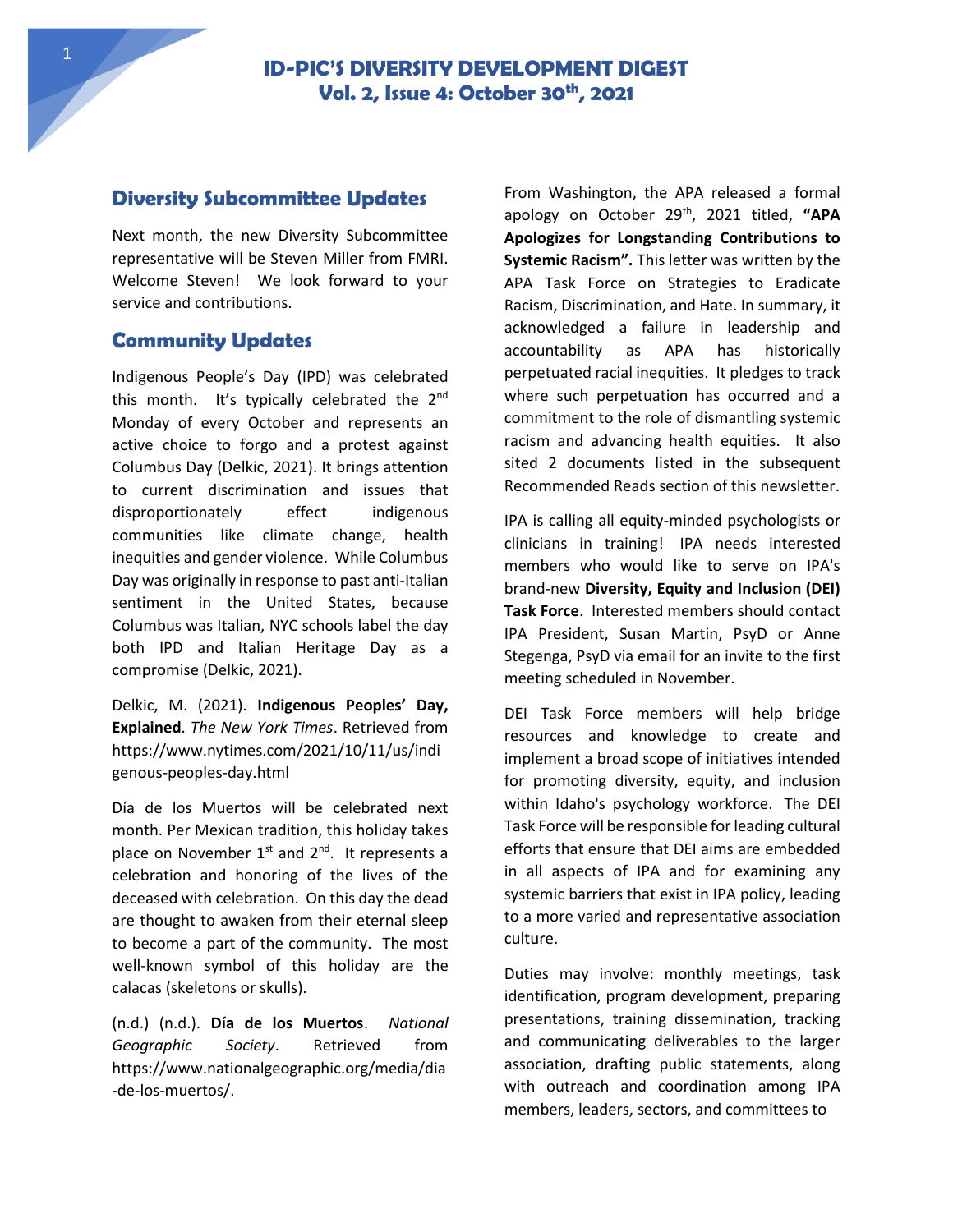# ID-PIC'S DIVERSITY DEVELOPMENT DIGEST
## Vol. 2, Issue 4: October 30th, 2021

## Diversity Subcommittee Updates

Next month, the new Diversity Subcommittee representative will be Steven Miller from FMRI. Welcome Steven! We look forward to your service and contributions.

## Community Updates

Indigenous People's Day (IPD) was celebrated this month. It's typically celebrated the 2nd Monday of every October and represents an active choice to forgo and a protest against Columbus Day (Delkic, 2021). It brings attention to current discrimination and issues that disproportionately effect indigenous communities like climate change, health inequities and gender violence. While Columbus Day was originally in response to past anti-Italian sentiment in the United States, because Columbus was Italian, NYC schools label the day both IPD and Italian Heritage Day as a compromise (Delkic, 2021).

Delkic, M. (2021). **Indigenous Peoples' Day, Explained**. *The New York Times*. Retrieved from https://www.nytimes.com/2021/10/11/us/indigenous-peoples-day.html

Día de los Muertos will be celebrated next month. Per Mexican tradition, this holiday takes place on November 1st and 2nd. It represents a celebration and honoring of the lives of the deceased with celebration. On this day the dead are thought to awaken from their eternal sleep to become a part of the community. The most well-known symbol of this holiday are the calacas (skeletons or skulls).

(n.d.) (n.d.). **Día de los Muertos**. *National Geographic Society*. Retrieved from https://www.nationalgeographic.org/media/dia-de-los-muertos/.

From Washington, the APA released a formal apology on October 29th, 2021 titled, **"APA Apologizes for Longstanding Contributions to Systemic Racism".** This letter was written by the APA Task Force on Strategies to Eradicate Racism, Discrimination, and Hate. In summary, it acknowledged a failure in leadership and accountability as APA has historically perpetuated racial inequities. It pledges to track where such perpetuation has occurred and a commitment to the role of dismantling systemic racism and advancing health equities. It also sited 2 documents listed in the subsequent Recommended Reads section of this newsletter.

IPA is calling all equity-minded psychologists or clinicians in training! IPA needs interested members who would like to serve on IPA's brand-new **Diversity, Equity and Inclusion (DEI) Task Force**. Interested members should contact IPA President, Susan Martin, PsyD or Anne Stegenga, PsyD via email for an invite to the first meeting scheduled in November.

DEI Task Force members will help bridge resources and knowledge to create and implement a broad scope of initiatives intended for promoting diversity, equity, and inclusion within Idaho's psychology workforce. The DEI Task Force will be responsible for leading cultural efforts that ensure that DEI aims are embedded in all aspects of IPA and for examining any systemic barriers that exist in IPA policy, leading to a more varied and representative association culture.

Duties may involve: monthly meetings, task identification, program development, preparing presentations, training dissemination, tracking and communicating deliverables to the larger association, drafting public statements, along with outreach and coordination among IPA members, leaders, sectors, and committees to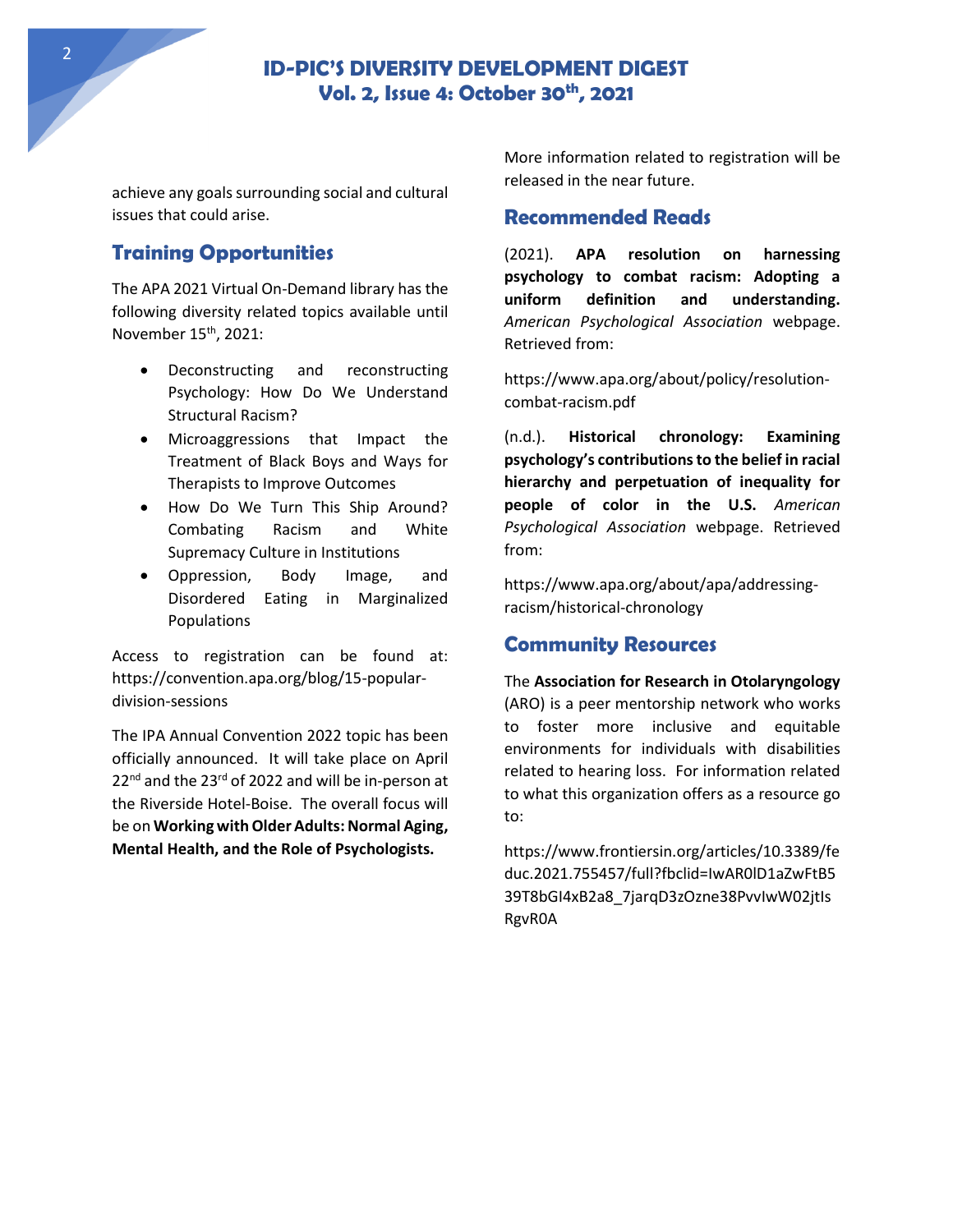achieve any goals surrounding social and cultural issues that could arise.

## Training Opportunities

The APA 2021 Virtual On-Demand library has the following diversity related topics available until November 15th, 2021:

- Deconstructing and reconstructing Psychology: How Do We Understand Structural Racism?
- Microaggressions that Impact the Treatment of Black Boys and Ways for Therapists to Improve Outcomes
- How Do We Turn This Ship Around? Combating Racism and White Supremacy Culture in Institutions
- Oppression, Body Image, and Disordered Eating in Marginalized Populations

Access to registration can be found at: https://convention.apa.org/blog/15-popular-division-sessions

The IPA Annual Convention 2022 topic has been officially announced. It will take place on April 22nd and the 23rd of 2022 and will be in-person at the Riverside Hotel-Boise. The overall focus will be on **Working with Older Adults: Normal Aging, Mental Health, and the Role of Psychologists.**

More information related to registration will be released in the near future.

## Recommended Reads

(2021). **APA resolution on harnessing psychology to combat racism: Adopting a uniform definition and understanding.** *American Psychological Association* webpage. Retrieved from:

https://www.apa.org/about/policy/resolution-combat-racism.pdf

(n.d.). **Historical chronology: Examining psychology's contributions to the belief in racial hierarchy and perpetuation of inequality for people of color in the U.S.** *American Psychological Association* webpage. Retrieved from:

https://www.apa.org/about/apa/addressing-racism/historical-chronology

## Community Resources

The **Association for Research in Otolaryngology** (ARO) is a peer mentorship network who works to foster more inclusive and equitable environments for individuals with disabilities related to hearing loss. For information related to what this organization offers as a resource go to:

https://www.frontiersin.org/articles/10.3389/feduc.2021.755457/full?fbclid=IwAR0lD1aZwFtB539T8bGI4xB2a8_7jarqD3zOzne38PvvIwW02jtIsRgvR0A